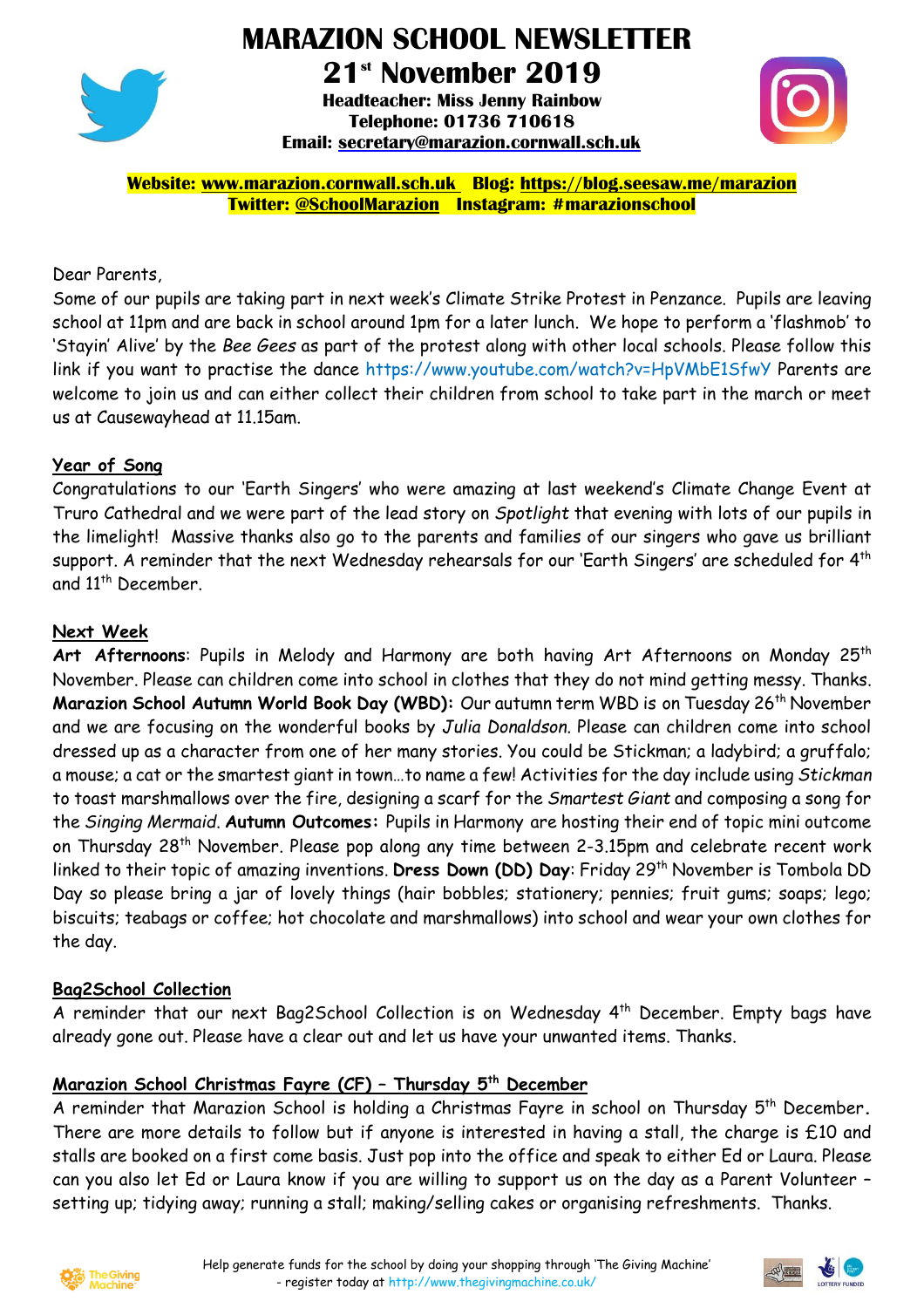# MARAZION SCHOOL NEWSLETTER

## 21st November 2019

**Headteacher: Miss Jenny Rainbow**
**Telephone: 01736 710618**
**Email: secretary@marazion.cornwall.sch.uk**

**Website: www.marazion.cornwall.sch.uk Blog: https://blog.seesaw.me/marazion**
**Twitter: @SchoolMarazion Instagram: #marazionschool**

Dear Parents,

Some of our pupils are taking part in next week's Climate Strike Protest in Penzance. Pupils are leaving school at 11pm and are back in school around 1pm for a later lunch. We hope to perform a 'flashmob' to 'Stayin' Alive' by the *Bee Gees* as part of the protest along with other local schools. Please follow this link if you want to practise the dance https://www.youtube.com/watch?v=HpVMbE1SfwY Parents are welcome to join us and can either collect their children from school to take part in the march or meet us at Causewayhead at 11.15am.

### Year of Song

Congratulations to our 'Earth Singers' who were amazing at last weekend's Climate Change Event at Truro Cathedral and we were part of the lead story on *Spotlight* that evening with lots of our pupils in the limelight! Massive thanks also go to the parents and families of our singers who gave us brilliant support. A reminder that the next Wednesday rehearsals for our 'Earth Singers' are scheduled for 4th and 11th December.

### Next Week

**Art Afternoons**: Pupils in Melody and Harmony are both having Art Afternoons on Monday 25th November. Please can children come into school in clothes that they do not mind getting messy. Thanks. **Marazion School Autumn World Book Day (WBD):** Our autumn term WBD is on Tuesday 26th November and we are focusing on the wonderful books by *Julia Donaldson*. Please can children come into school dressed up as a character from one of her many stories. You could be Stickman; a ladybird; a gruffalo; a mouse; a cat or the smartest giant in town…to name a few! Activities for the day include using *Stickman* to toast marshmallows over the fire, designing a scarf for the *Smartest Giant* and composing a song for the *Singing Mermaid*. **Autumn Outcomes:** Pupils in Harmony are hosting their end of topic mini outcome on Thursday 28th November. Please pop along any time between 2-3.15pm and celebrate recent work linked to their topic of amazing inventions. **Dress Down (DD) Day**: Friday 29th November is Tombola DD Day so please bring a jar of lovely things (hair bobbles; stationery; pennies; fruit gums; soaps; lego; biscuits; teabags or coffee; hot chocolate and marshmallows) into school and wear your own clothes for the day.

### Bag2School Collection

A reminder that our next Bag2School Collection is on Wednesday 4th December. Empty bags have already gone out. Please have a clear out and let us have your unwanted items. Thanks.

### Marazion School Christmas Fayre (CF) – Thursday 5th December

A reminder that Marazion School is holding a Christmas Fayre in school on Thursday 5th December. There are more details to follow but if anyone is interested in having a stall, the charge is £10 and stalls are booked on a first come basis. Just pop into the office and speak to either Ed or Laura. Please can you also let Ed or Laura know if you are willing to support us on the day as a Parent Volunteer – setting up; tidying away; running a stall; making/selling cakes or organising refreshments. Thanks.

Help generate funds for the school by doing your shopping through 'The Giving Machine' - register today at http://www.thegivingmachine.co.uk/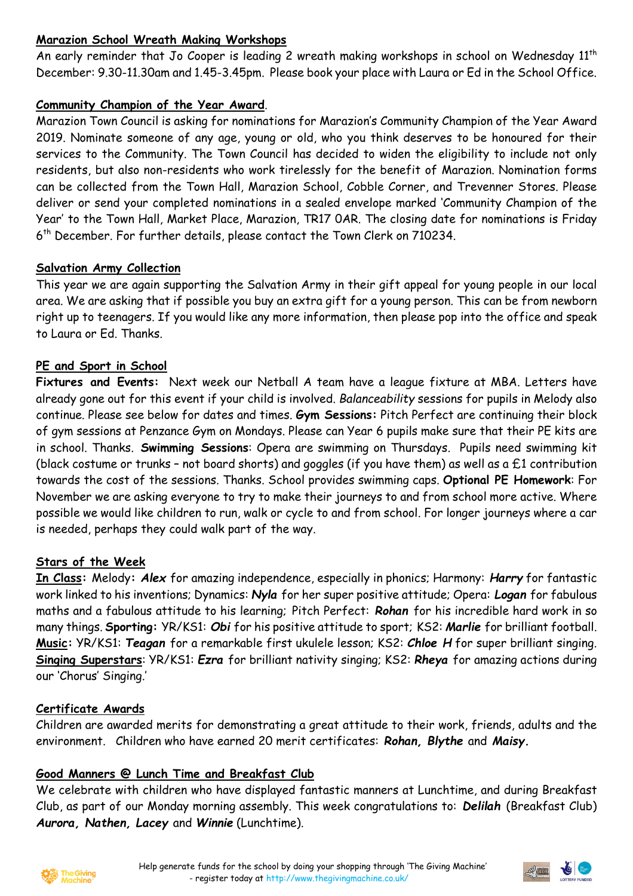**Marazion School Wreath Making Workshops**

An early reminder that Jo Cooper is leading 2 wreath making workshops in school on Wednesday 11th December: 9.30-11.30am and 1.45-3.45pm. Please book your place with Laura or Ed in the School Office.

**Community Champion of the Year Award**.

Marazion Town Council is asking for nominations for Marazion's Community Champion of the Year Award 2019. Nominate someone of any age, young or old, who you think deserves to be honoured for their services to the Community. The Town Council has decided to widen the eligibility to include not only residents, but also non-residents who work tirelessly for the benefit of Marazion. Nomination forms can be collected from the Town Hall, Marazion School, Cobble Corner, and Trevenner Stores. Please deliver or send your completed nominations in a sealed envelope marked 'Community Champion of the Year' to the Town Hall, Market Place, Marazion, TR17 0AR. The closing date for nominations is Friday 6th December. For further details, please contact the Town Clerk on 710234.

**Salvation Army Collection**

This year we are again supporting the Salvation Army in their gift appeal for young people in our local area. We are asking that if possible you buy an extra gift for a young person. This can be from newborn right up to teenagers. If you would like any more information, then please pop into the office and speak to Laura or Ed. Thanks.

**PE and Sport in School**

**Fixtures and Events:** Next week our Netball A team have a league fixture at MBA. Letters have already gone out for this event if your child is involved. *Balanceability* sessions for pupils in Melody also continue. Please see below for dates and times. **Gym Sessions:** Pitch Perfect are continuing their block of gym sessions at Penzance Gym on Mondays. Please can Year 6 pupils make sure that their PE kits are in school. Thanks. **Swimming Sessions**: Opera are swimming on Thursdays. Pupils need swimming kit (black costume or trunks – not board shorts) and goggles (if you have them) as well as a £1 contribution towards the cost of the sessions. Thanks. School provides swimming caps. **Optional PE Homework**: For November we are asking everyone to try to make their journeys to and from school more active. Where possible we would like children to run, walk or cycle to and from school. For longer journeys where a car is needed, perhaps they could walk part of the way.

**Stars of the Week**

**In Class:** Melody**:** ***Alex*** for amazing independence, especially in phonics; Harmony: ***Harry*** for fantastic work linked to his inventions; Dynamics: ***Nyla*** for her super positive attitude; Opera: ***Logan*** for fabulous maths and a fabulous attitude to his learning; Pitch Perfect: ***Rohan*** for his incredible hard work in so many things. **Sporting:** YR/KS1: ***Obi*** for his positive attitude to sport; KS2: ***Marlie*** for brilliant football. **Music:** YR/KS1: ***Teagan*** for a remarkable first ukulele lesson; KS2: ***Chloe H*** for super brilliant singing. **Singing Superstars**: YR/KS1: ***Ezra*** for brilliant nativity singing; KS2: ***Rheya*** for amazing actions during our 'Chorus' Singing.'

**Certificate Awards**

Children are awarded merits for demonstrating a great attitude to their work, friends, adults and the environment. Children who have earned 20 merit certificates: ***Rohan, Blythe*** and ***Maisy.***

**Good Manners @ Lunch Time and Breakfast Club**

We celebrate with children who have displayed fantastic manners at Lunchtime, and during Breakfast Club, as part of our Monday morning assembly. This week congratulations to: ***Delilah*** (Breakfast Club) ***Aurora, Nathen, Lacey*** and ***Winnie*** (Lunchtime).

Help generate funds for the school by doing your shopping through 'The Giving Machine' - register today at http://www.thegivingmachine.co.uk/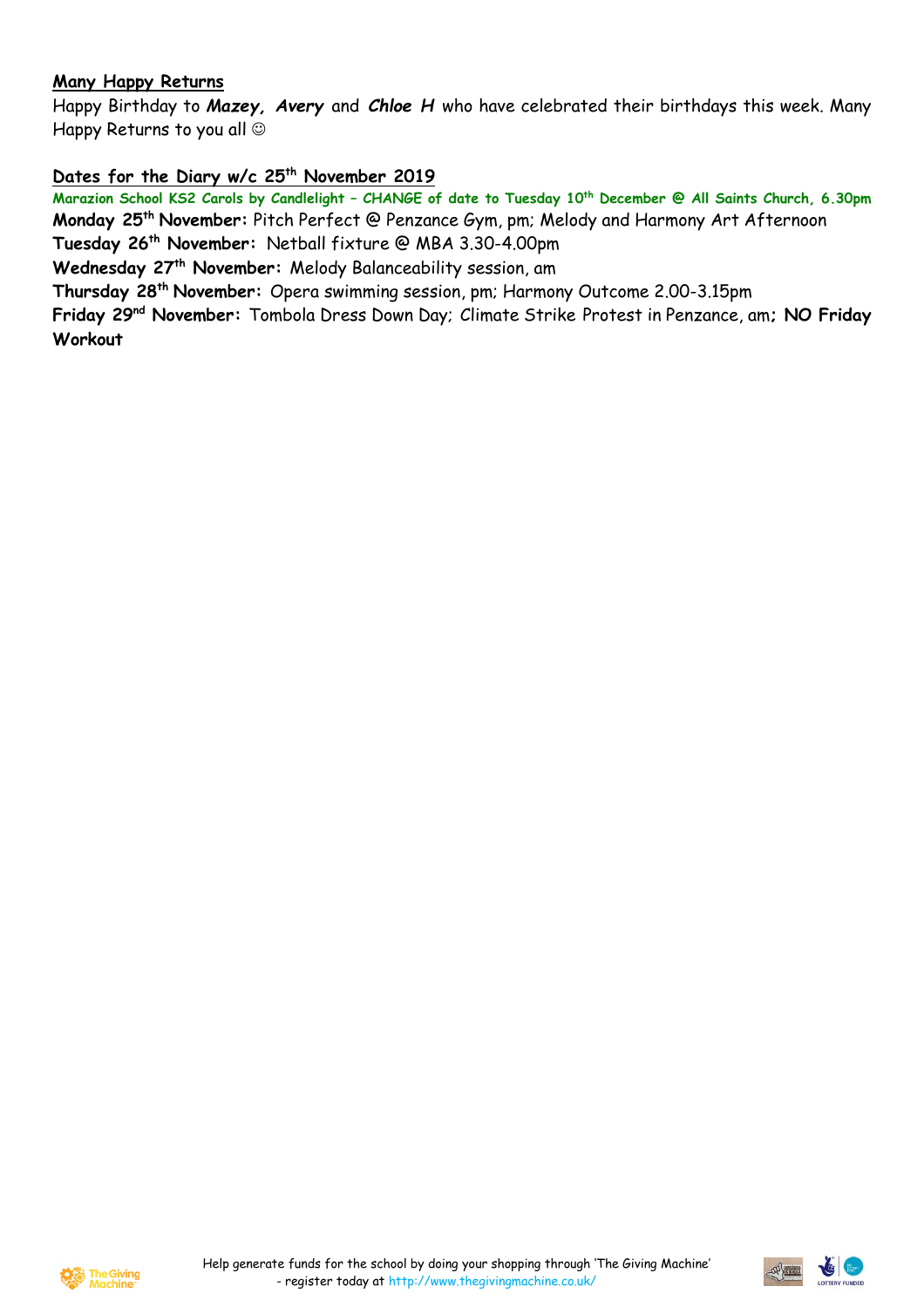**Many Happy Returns**

Happy Birthday to ***Mazey, Avery*** and ***Chloe H*** who have celebrated their birthdays this week. Many Happy Returns to you all ☺

**Dates for the Diary w/c 25th November 2019**

**Marazion School KS2 Carols by Candlelight – CHANGE of date to Tuesday 10th December @ All Saints Church, 6.30pm**

**Monday 25th November:** Pitch Perfect @ Penzance Gym, pm; Melody and Harmony Art Afternoon

**Tuesday 26th November:** Netball fixture @ MBA 3.30-4.00pm

**Wednesday 27th November:** Melody Balanceability session, am

**Thursday 28th November:** Opera swimming session, pm; Harmony Outcome 2.00-3.15pm

**Friday 29nd November:** Tombola Dress Down Day; Climate Strike Protest in Penzance, am**; NO Friday Workout**

Help generate funds for the school by doing your shopping through 'The Giving Machine' - register today at http://www.thegivingmachine.co.uk/